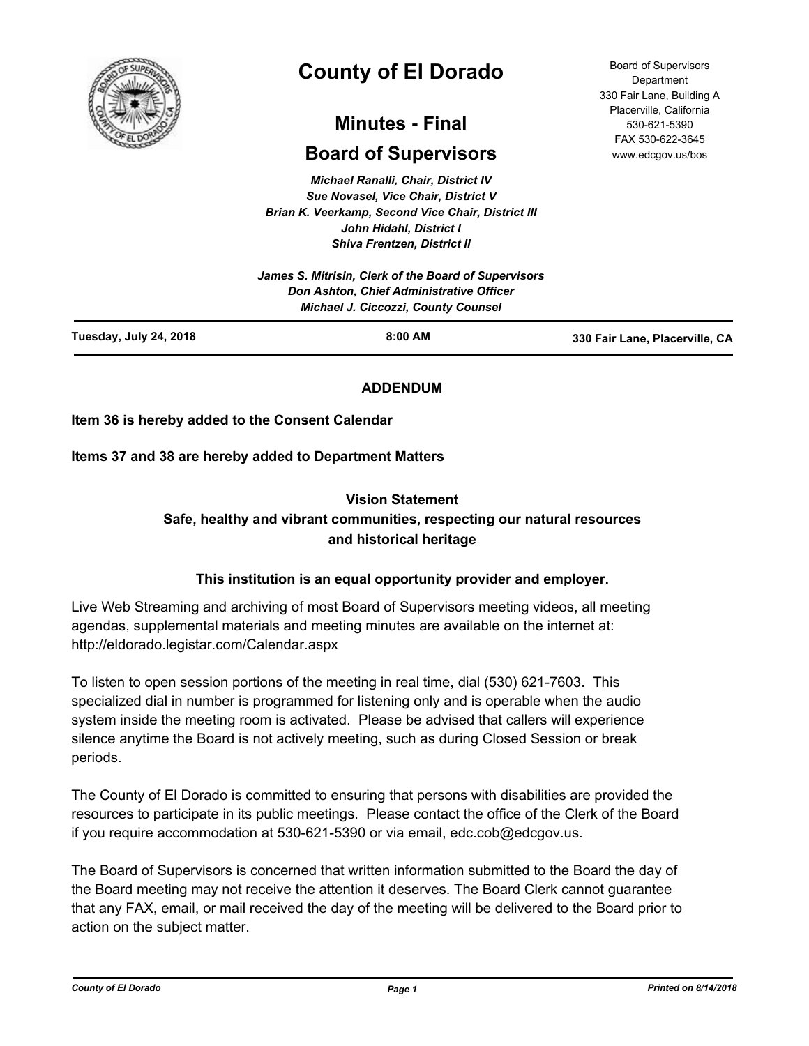# County of El Dorado

## Minutes - Final

## Board of Supervisors

Board of Supervisors Department
330 Fair Lane, Building A
Placerville, California
530-621-5390
FAX 530-622-3645
www.edcgov.us/bos

*Michael Ranalli, Chair, District IV*
*Sue Novasel, Vice Chair, District V*
*Brian K. Veerkamp, Second Vice Chair, District III*
*John Hidahl, District I*
*Shiva Frentzen, District II*

*James S. Mitrisin, Clerk of the Board of Supervisors*
*Don Ashton, Chief Administrative Officer*
*Michael J. Ciccozzi, County Counsel*

**Tuesday, July 24, 2018** | **8:00 AM** | **330 Fair Lane, Placerville, CA**

---

**ADDENDUM**

**Item 36 is hereby added to the Consent Calendar**

**Items 37 and 38 are hereby added to Department Matters**

**Vision Statement**
**Safe, healthy and vibrant communities, respecting our natural resources and historical heritage**

**This institution is an equal opportunity provider and employer.**

Live Web Streaming and archiving of most Board of Supervisors meeting videos, all meeting agendas, supplemental materials and meeting minutes are available on the internet at: http://eldorado.legistar.com/Calendar.aspx

To listen to open session portions of the meeting in real time, dial (530) 621-7603. This specialized dial in number is programmed for listening only and is operable when the audio system inside the meeting room is activated. Please be advised that callers will experience silence anytime the Board is not actively meeting, such as during Closed Session or break periods.

The County of El Dorado is committed to ensuring that persons with disabilities are provided the resources to participate in its public meetings. Please contact the office of the Clerk of the Board if you require accommodation at 530-621-5390 or via email, edc.cob@edcgov.us.

The Board of Supervisors is concerned that written information submitted to the Board the day of the Board meeting may not receive the attention it deserves. The Board Clerk cannot guarantee that any FAX, email, or mail received the day of the meeting will be delivered to the Board prior to action on the subject matter.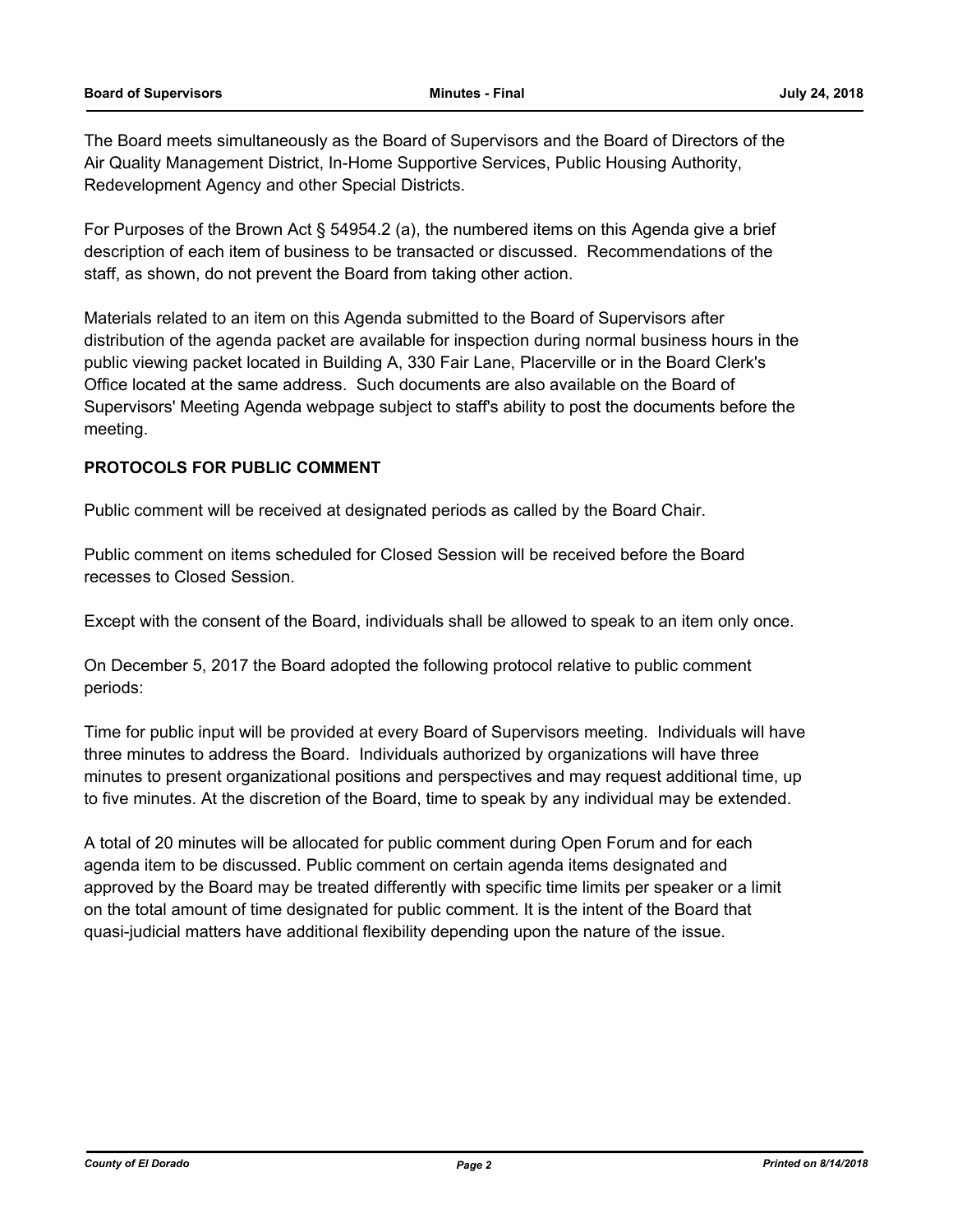The Board meets simultaneously as the Board of Supervisors and the Board of Directors of the Air Quality Management District, In-Home Supportive Services, Public Housing Authority, Redevelopment Agency and other Special Districts.

For Purposes of the Brown Act § 54954.2 (a), the numbered items on this Agenda give a brief description of each item of business to be transacted or discussed. Recommendations of the staff, as shown, do not prevent the Board from taking other action.

Materials related to an item on this Agenda submitted to the Board of Supervisors after distribution of the agenda packet are available for inspection during normal business hours in the public viewing packet located in Building A, 330 Fair Lane, Placerville or in the Board Clerk's Office located at the same address. Such documents are also available on the Board of Supervisors' Meeting Agenda webpage subject to staff's ability to post the documents before the meeting.

**PROTOCOLS FOR PUBLIC COMMENT**

Public comment will be received at designated periods as called by the Board Chair.

Public comment on items scheduled for Closed Session will be received before the Board recesses to Closed Session.

Except with the consent of the Board, individuals shall be allowed to speak to an item only once.

On December 5, 2017 the Board adopted the following protocol relative to public comment periods:

Time for public input will be provided at every Board of Supervisors meeting. Individuals will have three minutes to address the Board. Individuals authorized by organizations will have three minutes to present organizational positions and perspectives and may request additional time, up to five minutes. At the discretion of the Board, time to speak by any individual may be extended.

A total of 20 minutes will be allocated for public comment during Open Forum and for each agenda item to be discussed. Public comment on certain agenda items designated and approved by the Board may be treated differently with specific time limits per speaker or a limit on the total amount of time designated for public comment. It is the intent of the Board that quasi-judicial matters have additional flexibility depending upon the nature of the issue.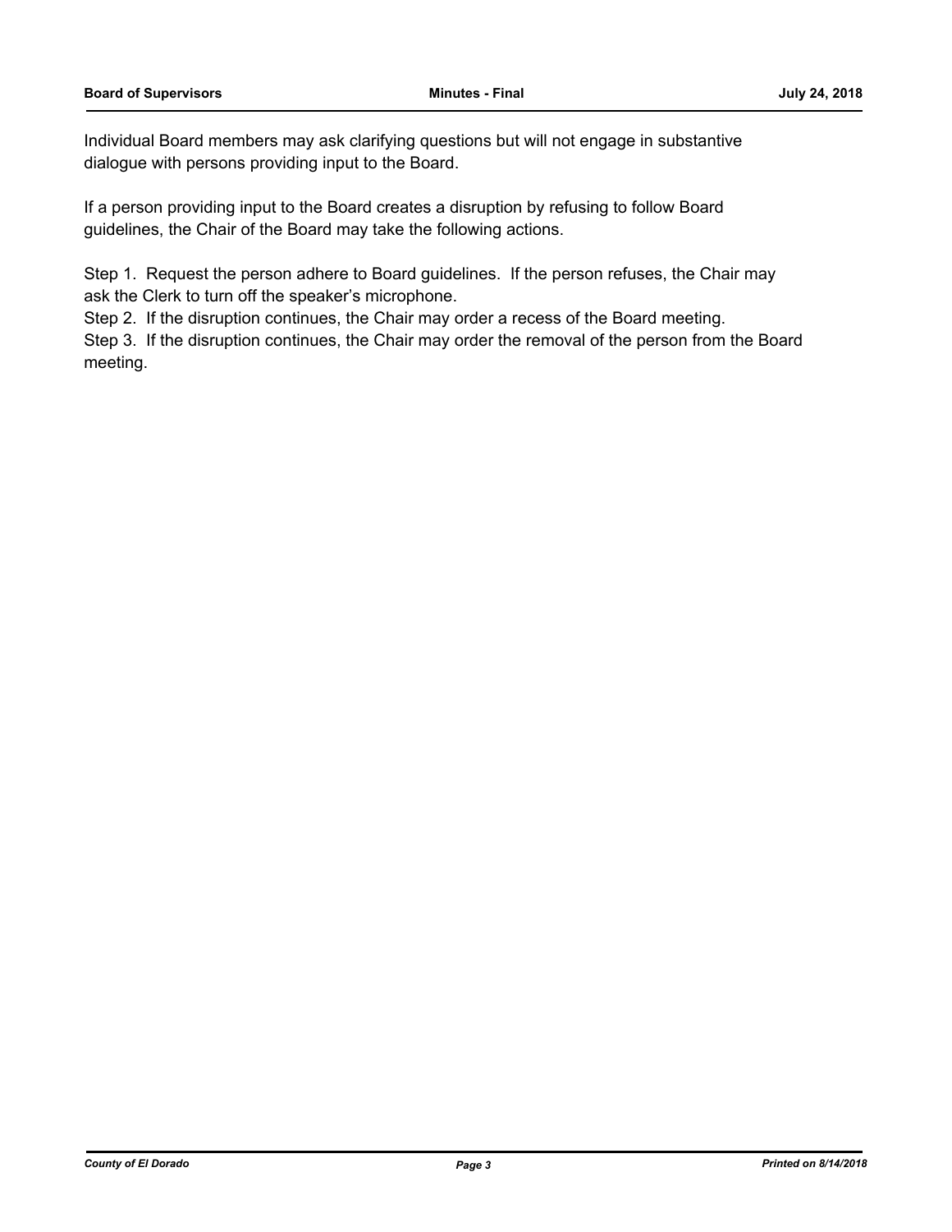Individual Board members may ask clarifying questions but will not engage in substantive dialogue with persons providing input to the Board.

If a person providing input to the Board creates a disruption by refusing to follow Board guidelines, the Chair of the Board may take the following actions.

Step 1. Request the person adhere to Board guidelines. If the person refuses, the Chair may ask the Clerk to turn off the speaker's microphone.
Step 2. If the disruption continues, the Chair may order a recess of the Board meeting.
Step 3. If the disruption continues, the Chair may order the removal of the person from the Board meeting.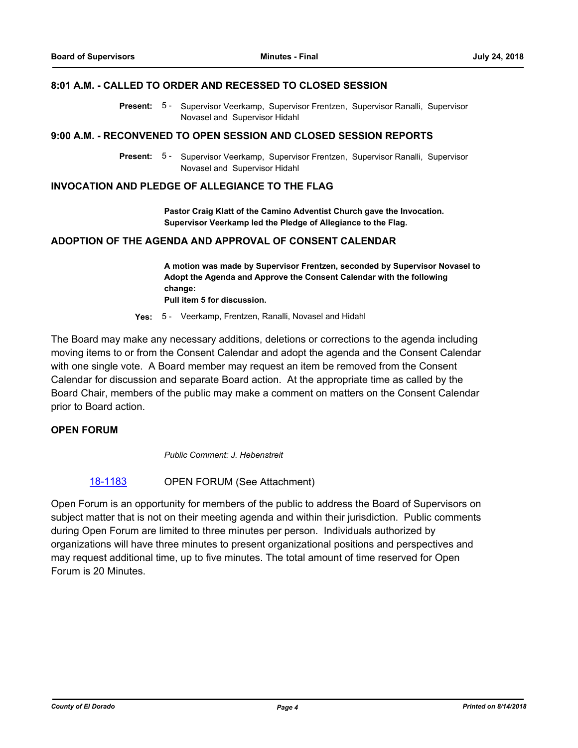## 8:01 A.M. - CALLED TO ORDER AND RECESSED TO CLOSED SESSION

**Present:** 5 - Supervisor Veerkamp, Supervisor Frentzen, Supervisor Ranalli, Supervisor Novasel and Supervisor Hidahl

## 9:00 A.M. - RECONVENED TO OPEN SESSION AND CLOSED SESSION REPORTS

**Present:** 5 - Supervisor Veerkamp, Supervisor Frentzen, Supervisor Ranalli, Supervisor Novasel and Supervisor Hidahl

## INVOCATION AND PLEDGE OF ALLEGIANCE TO THE FLAG

**Pastor Craig Klatt of the Camino Adventist Church gave the Invocation. Supervisor Veerkamp led the Pledge of Allegiance to the Flag.**

## ADOPTION OF THE AGENDA AND APPROVAL OF CONSENT CALENDAR

**A motion was made by Supervisor Frentzen, seconded by Supervisor Novasel to Adopt the Agenda and Approve the Consent Calendar with the following change:**
**Pull item 5 for discussion.**

**Yes:** 5 - Veerkamp, Frentzen, Ranalli, Novasel and Hidahl

The Board may make any necessary additions, deletions or corrections to the agenda including moving items to or from the Consent Calendar and adopt the agenda and the Consent Calendar with one single vote. A Board member may request an item be removed from the Consent Calendar for discussion and separate Board action. At the appropriate time as called by the Board Chair, members of the public may make a comment on matters on the Consent Calendar prior to Board action.

## OPEN FORUM

*Public Comment: J. Hebenstreit*

18-1183 OPEN FORUM (See Attachment)

Open Forum is an opportunity for members of the public to address the Board of Supervisors on subject matter that is not on their meeting agenda and within their jurisdiction. Public comments during Open Forum are limited to three minutes per person. Individuals authorized by organizations will have three minutes to present organizational positions and perspectives and may request additional time, up to five minutes. The total amount of time reserved for Open Forum is 20 Minutes.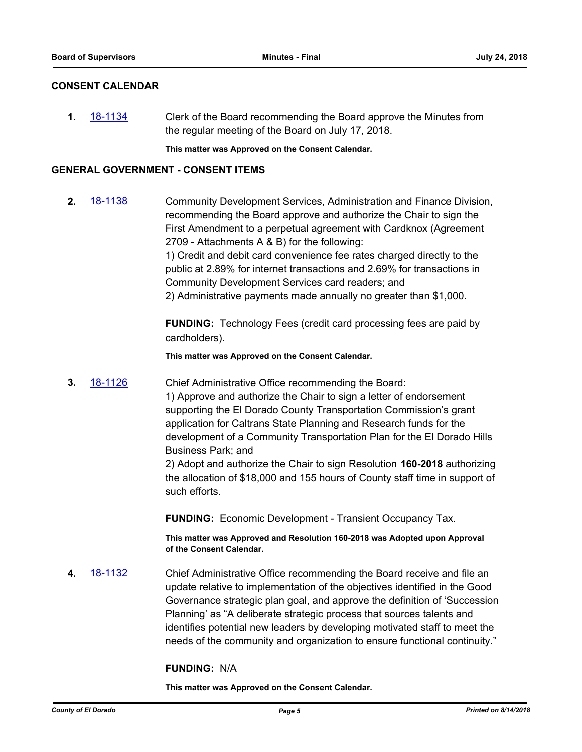## CONSENT CALENDAR

**1.** [18-1134](18-1134) Clerk of the Board recommending the Board approve the Minutes from the regular meeting of the Board on July 17, 2018.

**This matter was Approved on the Consent Calendar.**

## GENERAL GOVERNMENT - CONSENT ITEMS

**2.** [18-1138](18-1138) Community Development Services, Administration and Finance Division, recommending the Board approve and authorize the Chair to sign the First Amendment to a perpetual agreement with Cardknox (Agreement 2709 - Attachments A & B) for the following:
1) Credit and debit card convenience fee rates charged directly to the public at 2.89% for internet transactions and 2.69% for transactions in Community Development Services card readers; and
2) Administrative payments made annually no greater than $1,000.

**FUNDING:** Technology Fees (credit card processing fees are paid by cardholders).

**This matter was Approved on the Consent Calendar.**

**3.** [18-1126](18-1126) Chief Administrative Office recommending the Board:
1) Approve and authorize the Chair to sign a letter of endorsement supporting the El Dorado County Transportation Commission's grant application for Caltrans State Planning and Research funds for the development of a Community Transportation Plan for the El Dorado Hills Business Park; and
2) Adopt and authorize the Chair to sign Resolution **160-2018** authorizing the allocation of $18,000 and 155 hours of County staff time in support of such efforts.

**FUNDING:** Economic Development - Transient Occupancy Tax.

**This matter was Approved and Resolution 160-2018 was Adopted upon Approval of the Consent Calendar.**

**4.** [18-1132](18-1132) Chief Administrative Office recommending the Board receive and file an update relative to implementation of the objectives identified in the Good Governance strategic plan goal, and approve the definition of 'Succession Planning' as "A deliberate strategic process that sources talents and identifies potential new leaders by developing motivated staff to meet the needs of the community and organization to ensure functional continuity."

**FUNDING:** N/A

**This matter was Approved on the Consent Calendar.**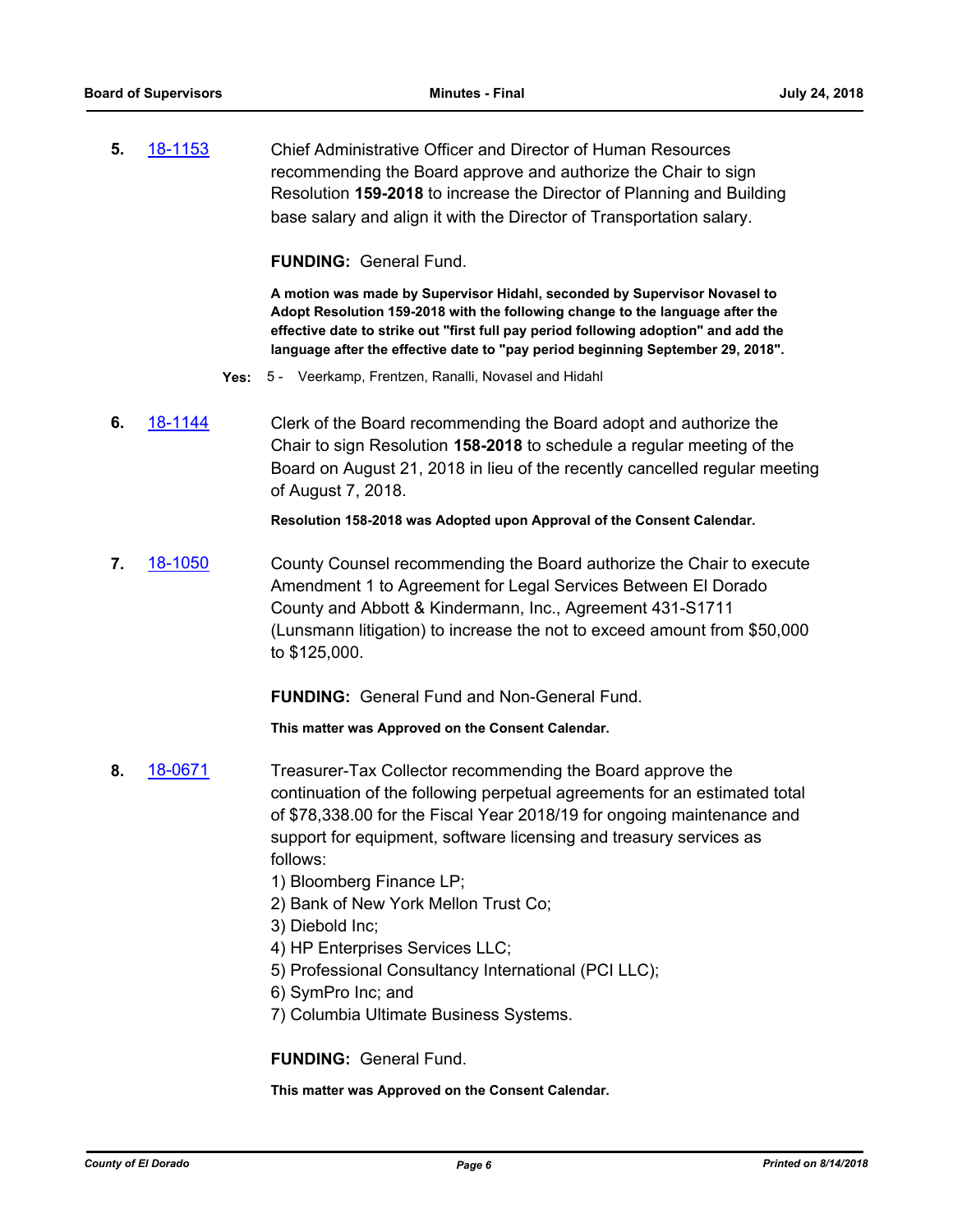**5.** [18-1153](18-1153) Chief Administrative Officer and Director of Human Resources recommending the Board approve and authorize the Chair to sign Resolution **159-2018** to increase the Director of Planning and Building base salary and align it with the Director of Transportation salary.

**FUNDING:** General Fund.

**A motion was made by Supervisor Hidahl, seconded by Supervisor Novasel to Adopt Resolution 159-2018 with the following change to the language after the effective date to strike out "first full pay period following adoption" and add the language after the effective date to "pay period beginning September 29, 2018".**

**Yes:** 5 - Veerkamp, Frentzen, Ranalli, Novasel and Hidahl

**6.** [18-1144](18-1144) Clerk of the Board recommending the Board adopt and authorize the Chair to sign Resolution **158-2018** to schedule a regular meeting of the Board on August 21, 2018 in lieu of the recently cancelled regular meeting of August 7, 2018.

**Resolution 158-2018 was Adopted upon Approval of the Consent Calendar.**

**7.** [18-1050](18-1050) County Counsel recommending the Board authorize the Chair to execute Amendment 1 to Agreement for Legal Services Between El Dorado County and Abbott & Kindermann, Inc., Agreement 431-S1711 (Lunsmann litigation) to increase the not to exceed amount from $50,000 to $125,000.

**FUNDING:** General Fund and Non-General Fund.

**This matter was Approved on the Consent Calendar.**

**8.** [18-0671](18-0671) Treasurer-Tax Collector recommending the Board approve the continuation of the following perpetual agreements for an estimated total of $78,338.00 for the Fiscal Year 2018/19 for ongoing maintenance and support for equipment, software licensing and treasury services as follows:

1) Bloomberg Finance LP;
2) Bank of New York Mellon Trust Co;
3) Diebold Inc;
4) HP Enterprises Services LLC;
5) Professional Consultancy International (PCI LLC);
6) SymPro Inc; and
7) Columbia Ultimate Business Systems.

**FUNDING:** General Fund.

**This matter was Approved on the Consent Calendar.**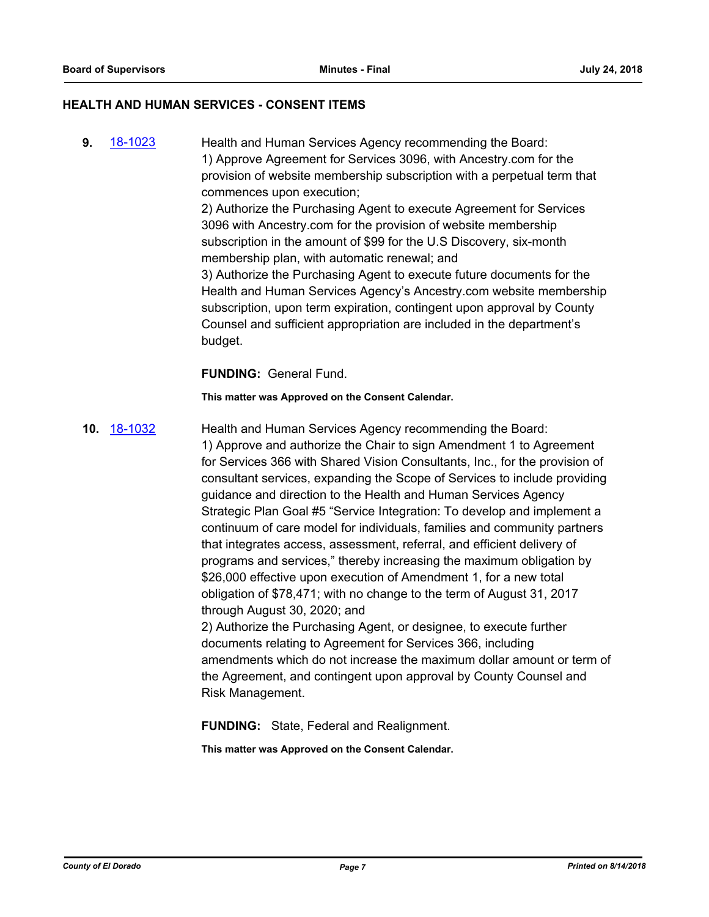## HEALTH AND HUMAN SERVICES - CONSENT ITEMS

**9.** 18-1023 Health and Human Services Agency recommending the Board:
1) Approve Agreement for Services 3096, with Ancestry.com for the provision of website membership subscription with a perpetual term that commences upon execution;
2) Authorize the Purchasing Agent to execute Agreement for Services 3096 with Ancestry.com for the provision of website membership subscription in the amount of $99 for the U.S Discovery, six-month membership plan, with automatic renewal; and
3) Authorize the Purchasing Agent to execute future documents for the Health and Human Services Agency's Ancestry.com website membership subscription, upon term expiration, contingent upon approval by County Counsel and sufficient appropriation are included in the department's budget.

**FUNDING:** General Fund.

**This matter was Approved on the Consent Calendar.**

**10.** 18-1032 Health and Human Services Agency recommending the Board:
1) Approve and authorize the Chair to sign Amendment 1 to Agreement for Services 366 with Shared Vision Consultants, Inc., for the provision of consultant services, expanding the Scope of Services to include providing guidance and direction to the Health and Human Services Agency Strategic Plan Goal #5 "Service Integration: To develop and implement a continuum of care model for individuals, families and community partners that integrates access, assessment, referral, and efficient delivery of programs and services," thereby increasing the maximum obligation by $26,000 effective upon execution of Amendment 1, for a new total obligation of $78,471; with no change to the term of August 31, 2017 through August 30, 2020; and
2) Authorize the Purchasing Agent, or designee, to execute further documents relating to Agreement for Services 366, including amendments which do not increase the maximum dollar amount or term of the Agreement, and contingent upon approval by County Counsel and Risk Management.

**FUNDING:** State, Federal and Realignment.

**This matter was Approved on the Consent Calendar.**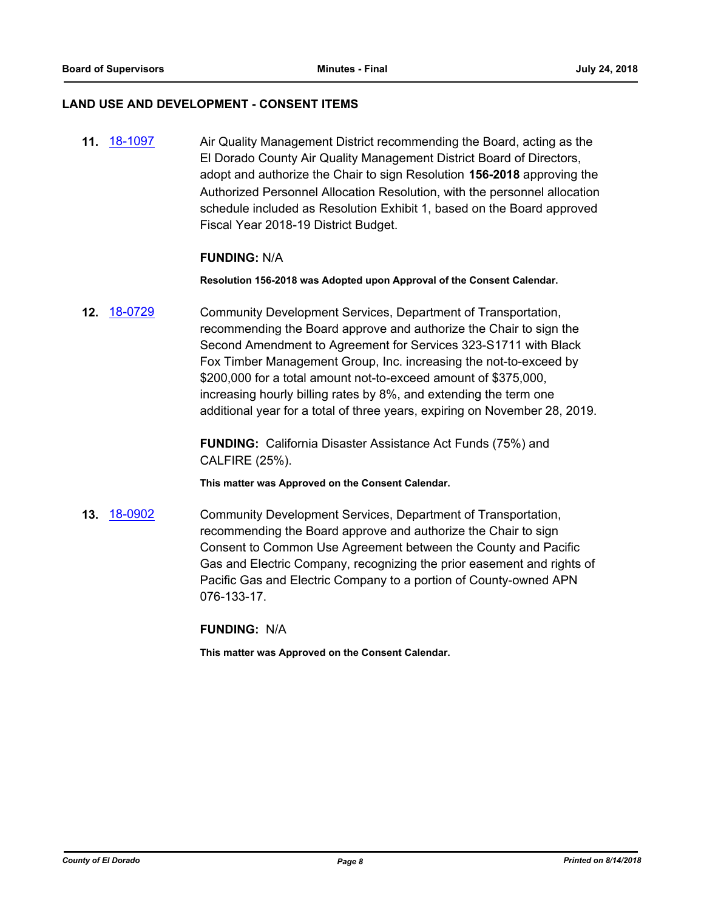## LAND USE AND DEVELOPMENT - CONSENT ITEMS

**11.** 18-1097 Air Quality Management District recommending the Board, acting as the El Dorado County Air Quality Management District Board of Directors, adopt and authorize the Chair to sign Resolution **156-2018** approving the Authorized Personnel Allocation Resolution, with the personnel allocation schedule included as Resolution Exhibit 1, based on the Board approved Fiscal Year 2018-19 District Budget.

**FUNDING:** N/A

**Resolution 156-2018 was Adopted upon Approval of the Consent Calendar.**

**12.** 18-0729 Community Development Services, Department of Transportation, recommending the Board approve and authorize the Chair to sign the Second Amendment to Agreement for Services 323-S1711 with Black Fox Timber Management Group, Inc. increasing the not-to-exceed by $200,000 for a total amount not-to-exceed amount of $375,000, increasing hourly billing rates by 8%, and extending the term one additional year for a total of three years, expiring on November 28, 2019.

**FUNDING:** California Disaster Assistance Act Funds (75%) and CALFIRE (25%).

**This matter was Approved on the Consent Calendar.**

**13.** 18-0902 Community Development Services, Department of Transportation, recommending the Board approve and authorize the Chair to sign Consent to Common Use Agreement between the County and Pacific Gas and Electric Company, recognizing the prior easement and rights of Pacific Gas and Electric Company to a portion of County-owned APN 076-133-17.

**FUNDING:** N/A

**This matter was Approved on the Consent Calendar.**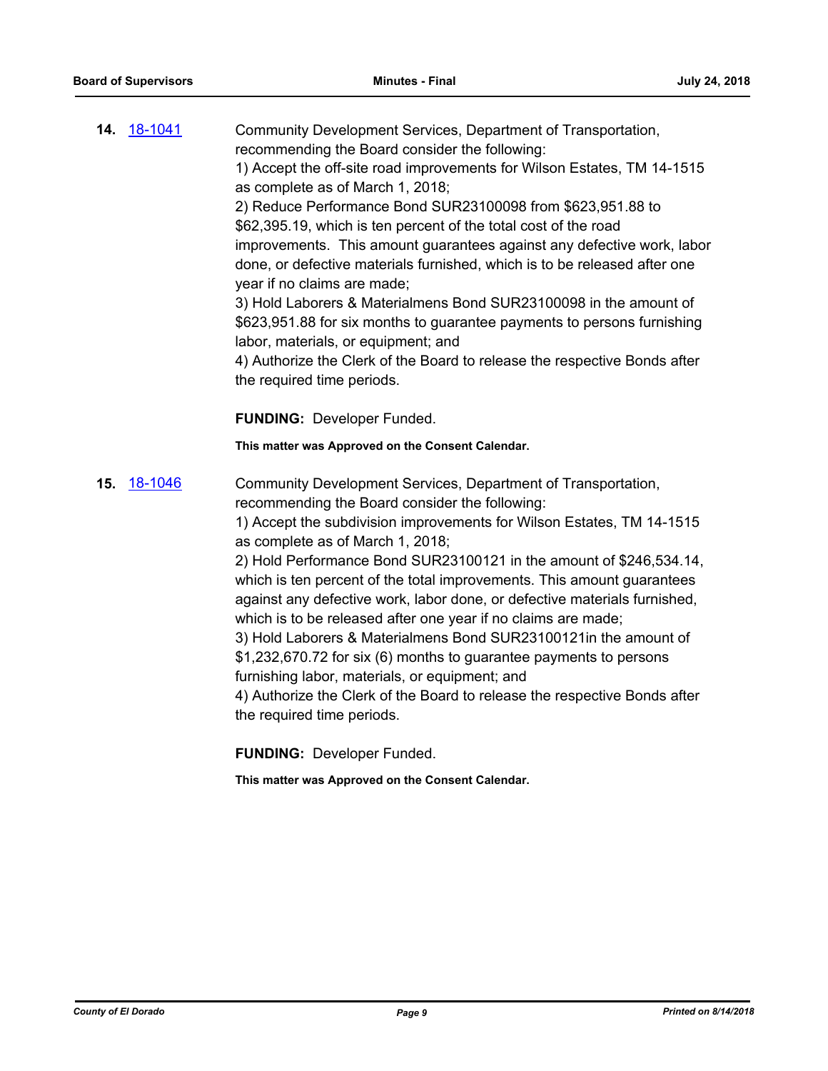**14.** 18-1041 Community Development Services, Department of Transportation, recommending the Board consider the following:

1) Accept the off-site road improvements for Wilson Estates, TM 14-1515 as complete as of March 1, 2018;

2) Reduce Performance Bond SUR23100098 from $623,951.88 to $62,395.19, which is ten percent of the total cost of the road improvements. This amount guarantees against any defective work, labor done, or defective materials furnished, which is to be released after one year if no claims are made;

3) Hold Laborers & Materialmens Bond SUR23100098 in the amount of $623,951.88 for six months to guarantee payments to persons furnishing labor, materials, or equipment; and

4) Authorize the Clerk of the Board to release the respective Bonds after the required time periods.

**FUNDING:** Developer Funded.

**This matter was Approved on the Consent Calendar.**

**15.** 18-1046 Community Development Services, Department of Transportation, recommending the Board consider the following:

1) Accept the subdivision improvements for Wilson Estates, TM 14-1515 as complete as of March 1, 2018;

2) Hold Performance Bond SUR23100121 in the amount of $246,534.14, which is ten percent of the total improvements. This amount guarantees against any defective work, labor done, or defective materials furnished, which is to be released after one year if no claims are made;

3) Hold Laborers & Materialmens Bond SUR23100121in the amount of $1,232,670.72 for six (6) months to guarantee payments to persons furnishing labor, materials, or equipment; and

4) Authorize the Clerk of the Board to release the respective Bonds after the required time periods.

**FUNDING:** Developer Funded.

**This matter was Approved on the Consent Calendar.**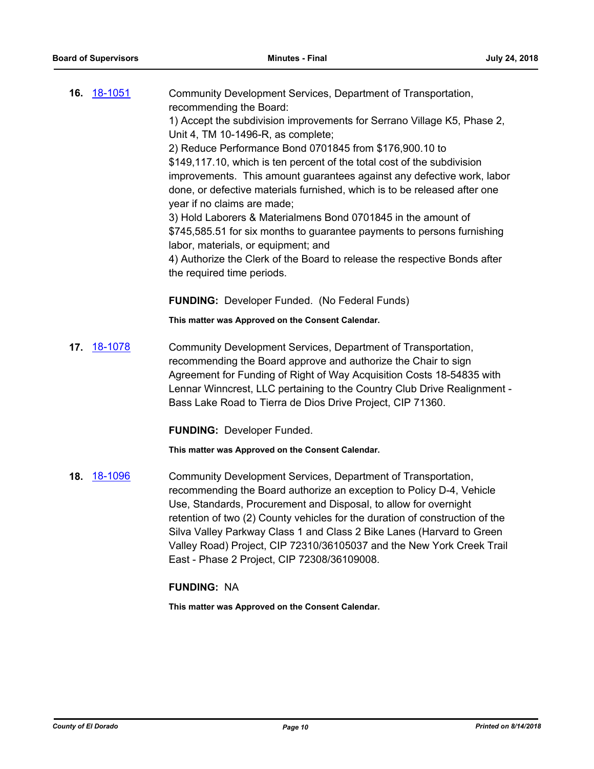**16.** 18-1051 Community Development Services, Department of Transportation, recommending the Board:

1) Accept the subdivision improvements for Serrano Village K5, Phase 2, Unit 4, TM 10-1496-R, as complete;

2) Reduce Performance Bond 0701845 from $176,900.10 to $149,117.10, which is ten percent of the total cost of the subdivision improvements. This amount guarantees against any defective work, labor done, or defective materials furnished, which is to be released after one year if no claims are made;

3) Hold Laborers & Materialmens Bond 0701845 in the amount of $745,585.51 for six months to guarantee payments to persons furnishing labor, materials, or equipment; and

4) Authorize the Clerk of the Board to release the respective Bonds after the required time periods.

**FUNDING:** Developer Funded. (No Federal Funds)

**This matter was Approved on the Consent Calendar.**

**17.** 18-1078 Community Development Services, Department of Transportation, recommending the Board approve and authorize the Chair to sign Agreement for Funding of Right of Way Acquisition Costs 18-54835 with Lennar Winncrest, LLC pertaining to the Country Club Drive Realignment - Bass Lake Road to Tierra de Dios Drive Project, CIP 71360.

**FUNDING:** Developer Funded.

**This matter was Approved on the Consent Calendar.**

**18.** 18-1096 Community Development Services, Department of Transportation, recommending the Board authorize an exception to Policy D-4, Vehicle Use, Standards, Procurement and Disposal, to allow for overnight retention of two (2) County vehicles for the duration of construction of the Silva Valley Parkway Class 1 and Class 2 Bike Lanes (Harvard to Green Valley Road) Project, CIP 72310/36105037 and the New York Creek Trail East - Phase 2 Project, CIP 72308/36109008.

**FUNDING:** NA

**This matter was Approved on the Consent Calendar.**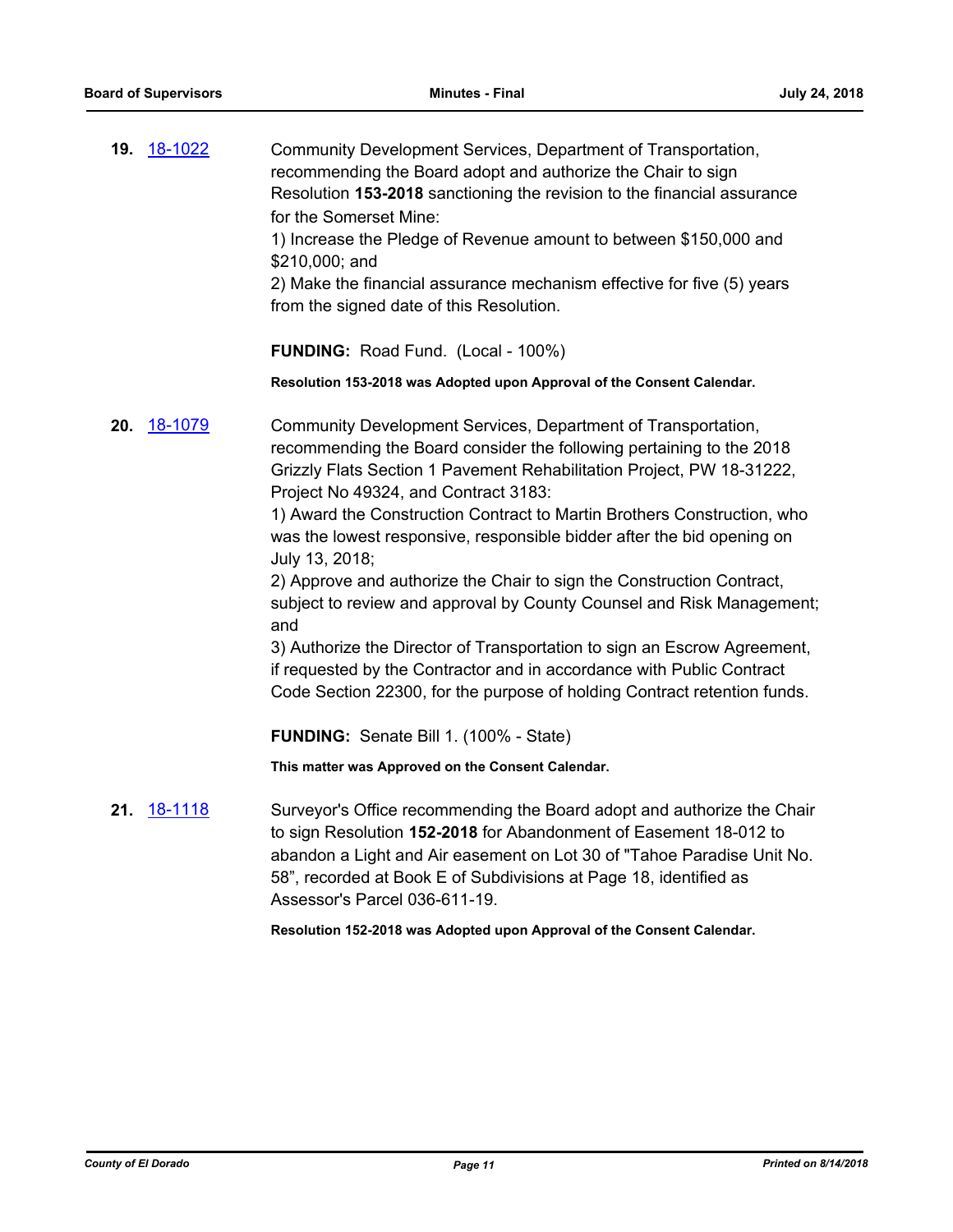**19.** 18-1022

Community Development Services, Department of Transportation, recommending the Board adopt and authorize the Chair to sign Resolution **153-2018** sanctioning the revision to the financial assurance for the Somerset Mine:

1) Increase the Pledge of Revenue amount to between $150,000 and $210,000; and

2) Make the financial assurance mechanism effective for five (5) years from the signed date of this Resolution.

**FUNDING:** Road Fund. (Local - 100%)

**Resolution 153-2018 was Adopted upon Approval of the Consent Calendar.**

**20.** 18-1079

Community Development Services, Department of Transportation, recommending the Board consider the following pertaining to the 2018 Grizzly Flats Section 1 Pavement Rehabilitation Project, PW 18-31222, Project No 49324, and Contract 3183:

1) Award the Construction Contract to Martin Brothers Construction, who was the lowest responsive, responsible bidder after the bid opening on July 13, 2018;

2) Approve and authorize the Chair to sign the Construction Contract, subject to review and approval by County Counsel and Risk Management; and

3) Authorize the Director of Transportation to sign an Escrow Agreement, if requested by the Contractor and in accordance with Public Contract Code Section 22300, for the purpose of holding Contract retention funds.

**FUNDING:** Senate Bill 1. (100% - State)

**This matter was Approved on the Consent Calendar.**

**21.** 18-1118

Surveyor's Office recommending the Board adopt and authorize the Chair to sign Resolution **152-2018** for Abandonment of Easement 18-012 to abandon a Light and Air easement on Lot 30 of "Tahoe Paradise Unit No. 58", recorded at Book E of Subdivisions at Page 18, identified as Assessor's Parcel 036-611-19.

**Resolution 152-2018 was Adopted upon Approval of the Consent Calendar.**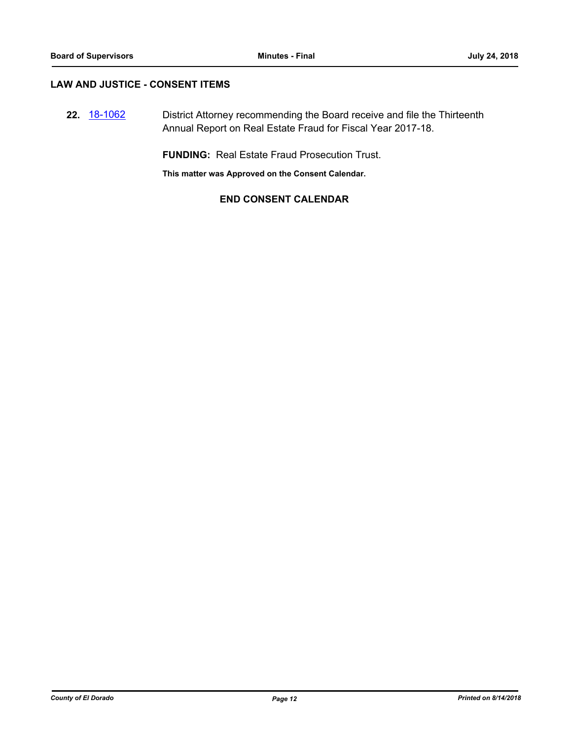## LAW AND JUSTICE - CONSENT ITEMS

**22.** 18-1062 District Attorney recommending the Board receive and file the Thirteenth Annual Report on Real Estate Fraud for Fiscal Year 2017-18.

**FUNDING:** Real Estate Fraud Prosecution Trust.

**This matter was Approved on the Consent Calendar.**

**END CONSENT CALENDAR**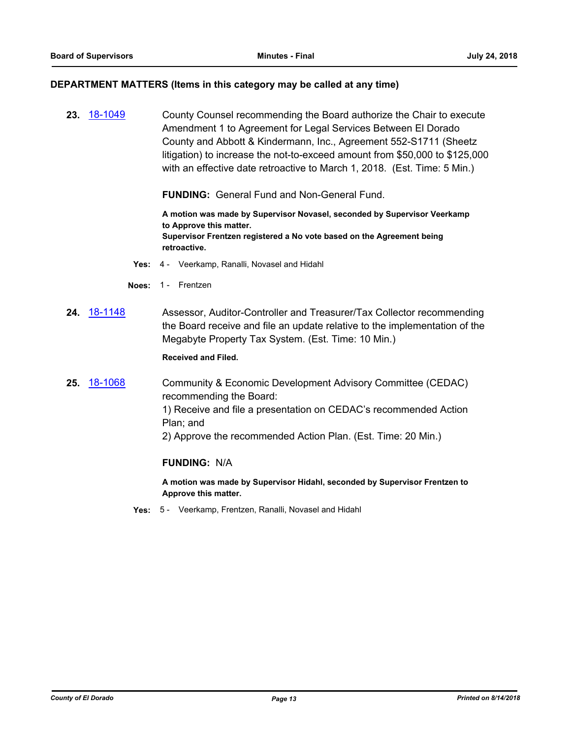## DEPARTMENT MATTERS (Items in this category may be called at any time)

**23.** 18-1049

County Counsel recommending the Board authorize the Chair to execute Amendment 1 to Agreement for Legal Services Between El Dorado County and Abbott & Kindermann, Inc., Agreement 552-S1711 (Sheetz litigation) to increase the not-to-exceed amount from $50,000 to $125,000 with an effective date retroactive to March 1, 2018. (Est. Time: 5 Min.)

**FUNDING:** General Fund and Non-General Fund.

**A motion was made by Supervisor Novasel, seconded by Supervisor Veerkamp to Approve this matter.**
**Supervisor Frentzen registered a No vote based on the Agreement being retroactive.**

**Yes:** 4 - Veerkamp, Ranalli, Novasel and Hidahl

**Noes:** 1 - Frentzen

**24.** 18-1148

Assessor, Auditor-Controller and Treasurer/Tax Collector recommending the Board receive and file an update relative to the implementation of the Megabyte Property Tax System. (Est. Time: 10 Min.)

**Received and Filed.**

**25.** 18-1068

Community & Economic Development Advisory Committee (CEDAC) recommending the Board:
1) Receive and file a presentation on CEDAC's recommended Action Plan; and
2) Approve the recommended Action Plan. (Est. Time: 20 Min.)

**FUNDING:** N/A

**A motion was made by Supervisor Hidahl, seconded by Supervisor Frentzen to Approve this matter.**

**Yes:** 5 - Veerkamp, Frentzen, Ranalli, Novasel and Hidahl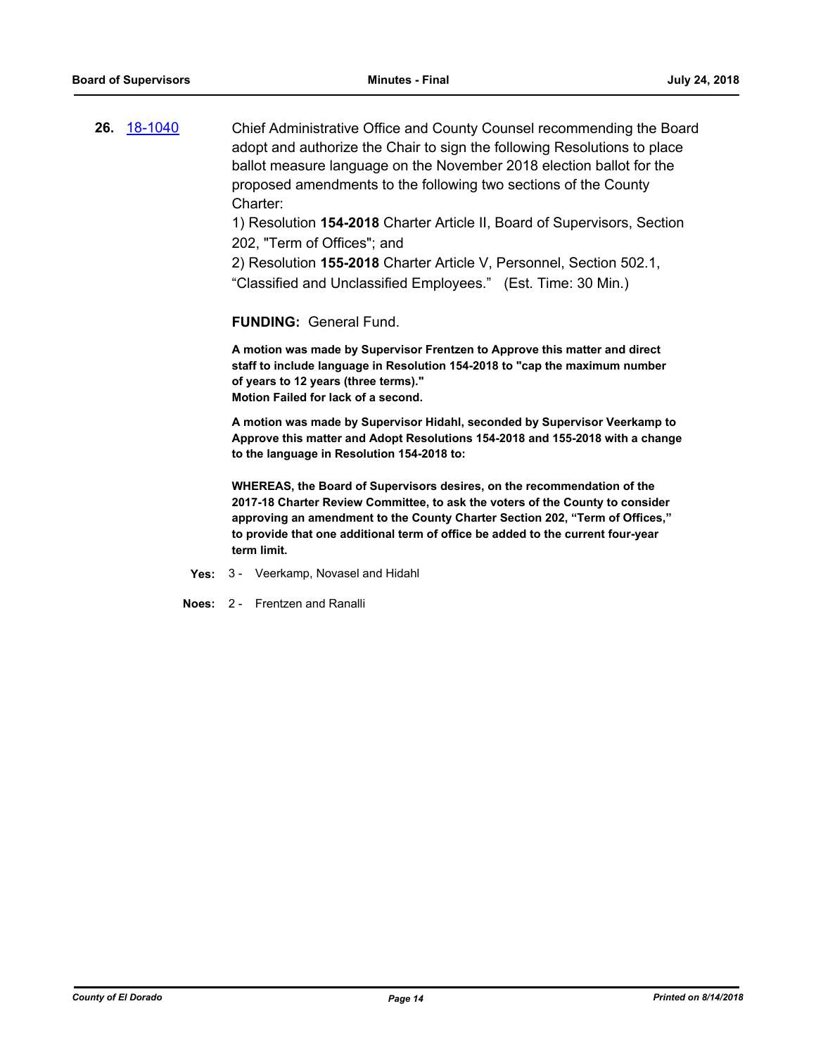**26.** 18-1040 Chief Administrative Office and County Counsel recommending the Board adopt and authorize the Chair to sign the following Resolutions to place ballot measure language on the November 2018 election ballot for the proposed amendments to the following two sections of the County Charter:

1) Resolution **154-2018** Charter Article II, Board of Supervisors, Section 202, "Term of Offices"; and

2) Resolution **155-2018** Charter Article V, Personnel, Section 502.1, “Classified and Unclassified Employees.” (Est. Time: 30 Min.)

**FUNDING:** General Fund.

**A motion was made by Supervisor Frentzen to Approve this matter and direct staff to include language in Resolution 154-2018 to "cap the maximum number of years to 12 years (three terms)."**
**Motion Failed for lack of a second.**

**A motion was made by Supervisor Hidahl, seconded by Supervisor Veerkamp to Approve this matter and Adopt Resolutions 154-2018 and 155-2018 with a change to the language in Resolution 154-2018 to:**

**WHEREAS, the Board of Supervisors desires, on the recommendation of the 2017-18 Charter Review Committee, to ask the voters of the County to consider approving an amendment to the County Charter Section 202, “Term of Offices,” to provide that one additional term of office be added to the current four-year term limit.**

**Yes:** 3 - Veerkamp, Novasel and Hidahl

**Noes:** 2 - Frentzen and Ranalli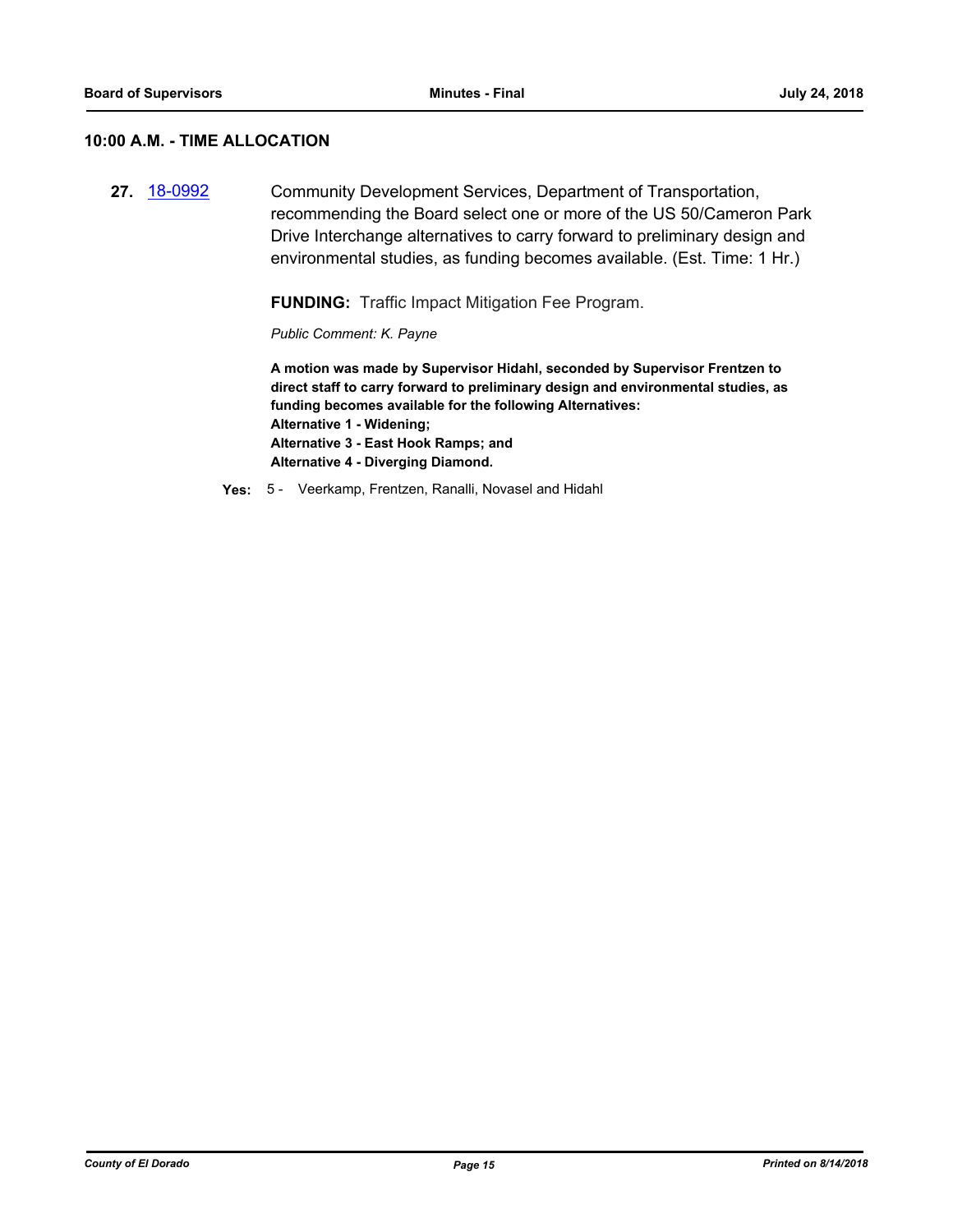## 10:00 A.M. - TIME ALLOCATION

**27.** 18-0992 Community Development Services, Department of Transportation, recommending the Board select one or more of the US 50/Cameron Park Drive Interchange alternatives to carry forward to preliminary design and environmental studies, as funding becomes available. (Est. Time: 1 Hr.)

**FUNDING:** Traffic Impact Mitigation Fee Program.

*Public Comment: K. Payne*

**A motion was made by Supervisor Hidahl, seconded by Supervisor Frentzen to direct staff to carry forward to preliminary design and environmental studies, as funding becomes available for the following Alternatives:**
**Alternative 1 - Widening;**
**Alternative 3 - East Hook Ramps; and**
**Alternative 4 - Diverging Diamond.**

**Yes:** 5 - Veerkamp, Frentzen, Ranalli, Novasel and Hidahl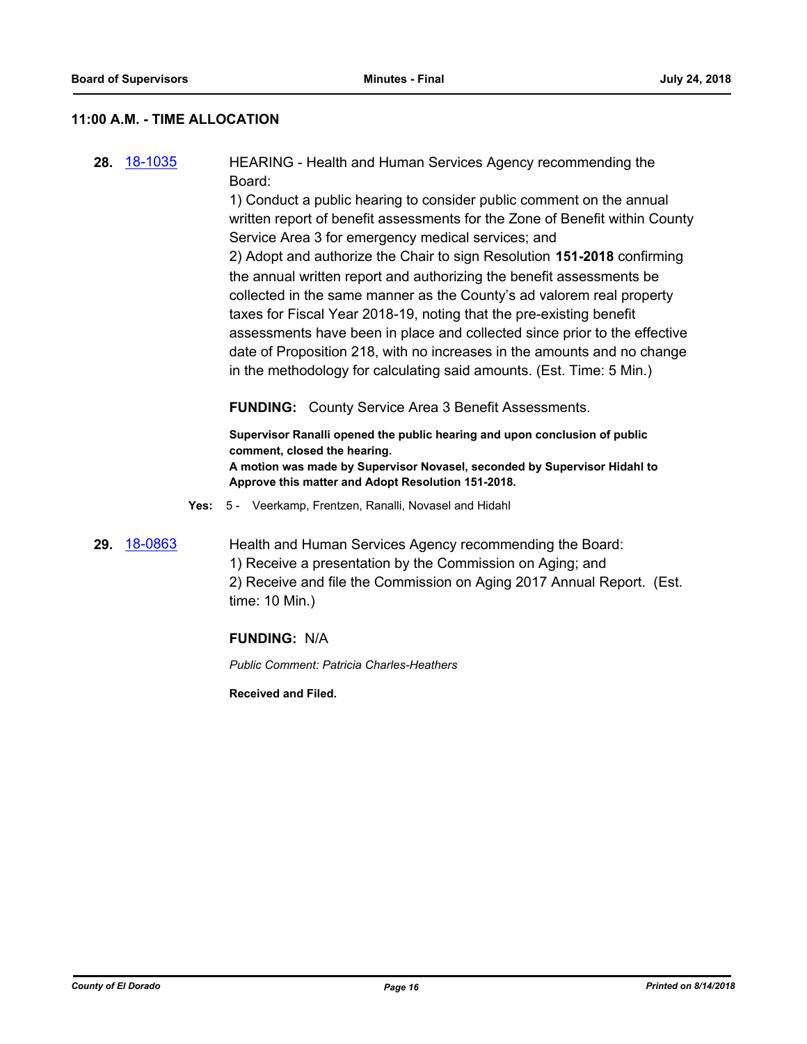## 11:00 A.M. - TIME ALLOCATION

**28.** 18-1035

HEARING - Health and Human Services Agency recommending the Board:
1) Conduct a public hearing to consider public comment on the annual written report of benefit assessments for the Zone of Benefit within County Service Area 3 for emergency medical services; and
2) Adopt and authorize the Chair to sign Resolution **151-2018** confirming the annual written report and authorizing the benefit assessments be collected in the same manner as the County's ad valorem real property taxes for Fiscal Year 2018-19, noting that the pre-existing benefit assessments have been in place and collected since prior to the effective date of Proposition 218, with no increases in the amounts and no change in the methodology for calculating said amounts. (Est. Time: 5 Min.)

**FUNDING:** County Service Area 3 Benefit Assessments.

**Supervisor Ranalli opened the public hearing and upon conclusion of public comment, closed the hearing.**
**A motion was made by Supervisor Novasel, seconded by Supervisor Hidahl to Approve this matter and Adopt Resolution 151-2018.**

**Yes:** 5 - Veerkamp, Frentzen, Ranalli, Novasel and Hidahl

**29.** 18-0863

Health and Human Services Agency recommending the Board:
1) Receive a presentation by the Commission on Aging; and
2) Receive and file the Commission on Aging 2017 Annual Report. (Est. time: 10 Min.)

**FUNDING:** N/A

*Public Comment: Patricia Charles-Heathers*

**Received and Filed.**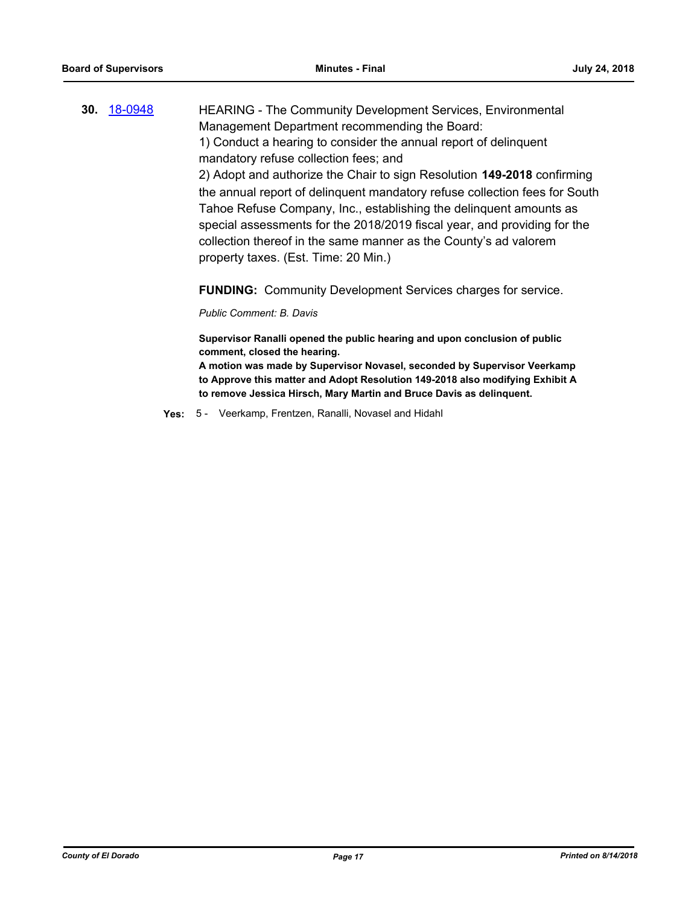**30.** [18-0948](18-0948)

HEARING - The Community Development Services, Environmental Management Department recommending the Board:

1) Conduct a hearing to consider the annual report of delinquent mandatory refuse collection fees; and

2) Adopt and authorize the Chair to sign Resolution **149-2018** confirming the annual report of delinquent mandatory refuse collection fees for South Tahoe Refuse Company, Inc., establishing the delinquent amounts as special assessments for the 2018/2019 fiscal year, and providing for the collection thereof in the same manner as the County's ad valorem property taxes. (Est. Time: 20 Min.)

**FUNDING:** Community Development Services charges for service.

*Public Comment: B. Davis*

**Supervisor Ranalli opened the public hearing and upon conclusion of public comment, closed the hearing.**

**A motion was made by Supervisor Novasel, seconded by Supervisor Veerkamp to Approve this matter and Adopt Resolution 149-2018 also modifying Exhibit A to remove Jessica Hirsch, Mary Martin and Bruce Davis as delinquent.**

**Yes:** 5 - Veerkamp, Frentzen, Ranalli, Novasel and Hidahl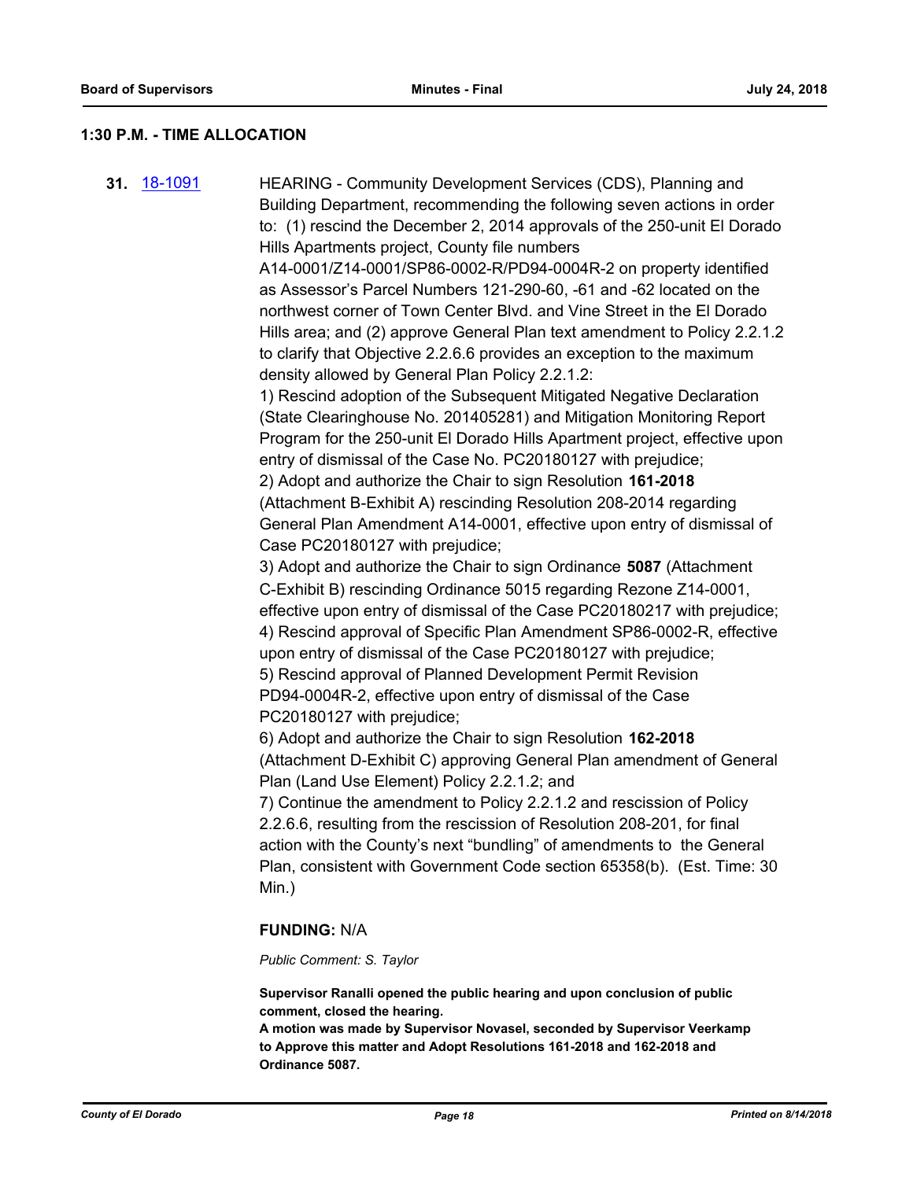## 1:30 P.M. - TIME ALLOCATION

**31.** [18-1091](18-1091) HEARING - Community Development Services (CDS), Planning and Building Department, recommending the following seven actions in order to: (1) rescind the December 2, 2014 approvals of the 250-unit El Dorado Hills Apartments project, County file numbers A14-0001/Z14-0001/SP86-0002-R/PD94-0004R-2 on property identified as Assessor's Parcel Numbers 121-290-60, -61 and -62 located on the northwest corner of Town Center Blvd. and Vine Street in the El Dorado Hills area; and (2) approve General Plan text amendment to Policy 2.2.1.2 to clarify that Objective 2.2.6.6 provides an exception to the maximum density allowed by General Plan Policy 2.2.1.2:

1) Rescind adoption of the Subsequent Mitigated Negative Declaration (State Clearinghouse No. 201405281) and Mitigation Monitoring Report Program for the 250-unit El Dorado Hills Apartment project, effective upon entry of dismissal of the Case No. PC20180127 with prejudice;

2) Adopt and authorize the Chair to sign Resolution **161-2018** (Attachment B-Exhibit A) rescinding Resolution 208-2014 regarding General Plan Amendment A14-0001, effective upon entry of dismissal of Case PC20180127 with prejudice;

3) Adopt and authorize the Chair to sign Ordinance **5087** (Attachment C-Exhibit B) rescinding Ordinance 5015 regarding Rezone Z14-0001, effective upon entry of dismissal of the Case PC20180217 with prejudice;

4) Rescind approval of Specific Plan Amendment SP86-0002-R, effective upon entry of dismissal of the Case PC20180127 with prejudice;

5) Rescind approval of Planned Development Permit Revision PD94-0004R-2, effective upon entry of dismissal of the Case PC20180127 with prejudice;

6) Adopt and authorize the Chair to sign Resolution **162-2018** (Attachment D-Exhibit C) approving General Plan amendment of General Plan (Land Use Element) Policy 2.2.1.2; and

7) Continue the amendment to Policy 2.2.1.2 and rescission of Policy 2.2.6.6, resulting from the rescission of Resolution 208-201, for final action with the County's next "bundling" of amendments to the General Plan, consistent with Government Code section 65358(b). (Est. Time: 30 Min.)

**FUNDING:** N/A

*Public Comment: S. Taylor*

**Supervisor Ranalli opened the public hearing and upon conclusion of public comment, closed the hearing.**

**A motion was made by Supervisor Novasel, seconded by Supervisor Veerkamp to Approve this matter and Adopt Resolutions 161-2018 and 162-2018 and Ordinance 5087.**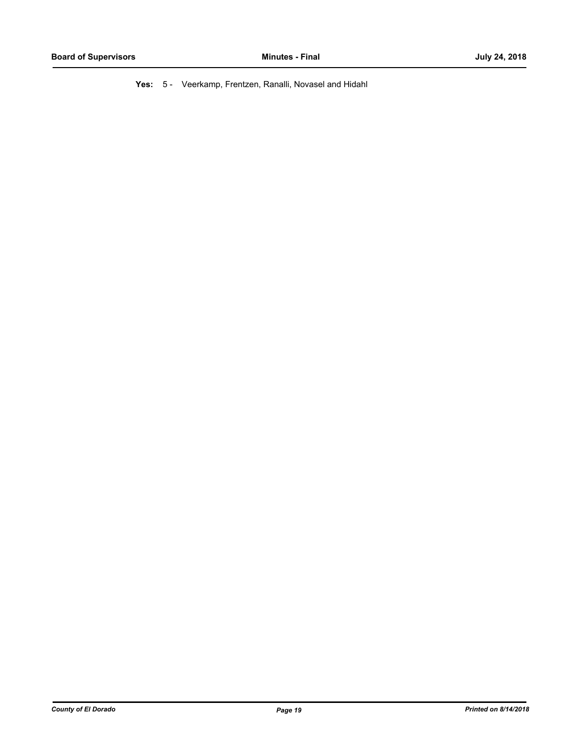**Yes:** 5 - Veerkamp, Frentzen, Ranalli, Novasel and Hidahl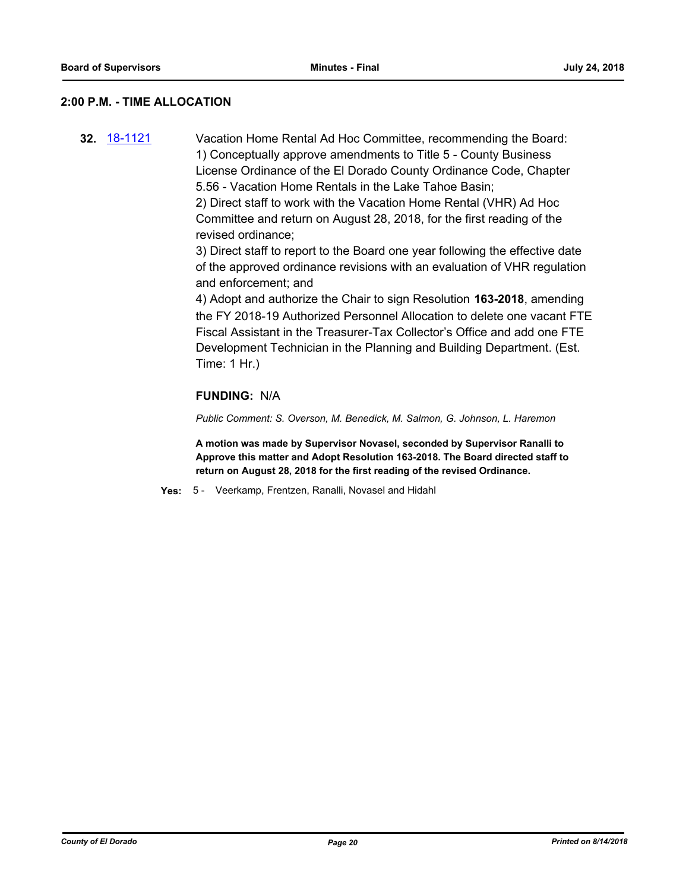## 2:00 P.M. - TIME ALLOCATION

**32.** [18-1121](18-1121) Vacation Home Rental Ad Hoc Committee, recommending the Board:
1) Conceptually approve amendments to Title 5 - County Business License Ordinance of the El Dorado County Ordinance Code, Chapter 5.56 - Vacation Home Rentals in the Lake Tahoe Basin;
2) Direct staff to work with the Vacation Home Rental (VHR) Ad Hoc Committee and return on August 28, 2018, for the first reading of the revised ordinance;
3) Direct staff to report to the Board one year following the effective date of the approved ordinance revisions with an evaluation of VHR regulation and enforcement; and
4) Adopt and authorize the Chair to sign Resolution **163-2018**, amending the FY 2018-19 Authorized Personnel Allocation to delete one vacant FTE Fiscal Assistant in the Treasurer-Tax Collector's Office and add one FTE Development Technician in the Planning and Building Department. (Est. Time: 1 Hr.)

**FUNDING:** N/A

*Public Comment: S. Overson, M. Benedick, M. Salmon, G. Johnson, L. Haremon*

**A motion was made by Supervisor Novasel, seconded by Supervisor Ranalli to Approve this matter and Adopt Resolution 163-2018. The Board directed staff to return on August 28, 2018 for the first reading of the revised Ordinance.**

**Yes:** 5 - Veerkamp, Frentzen, Ranalli, Novasel and Hidahl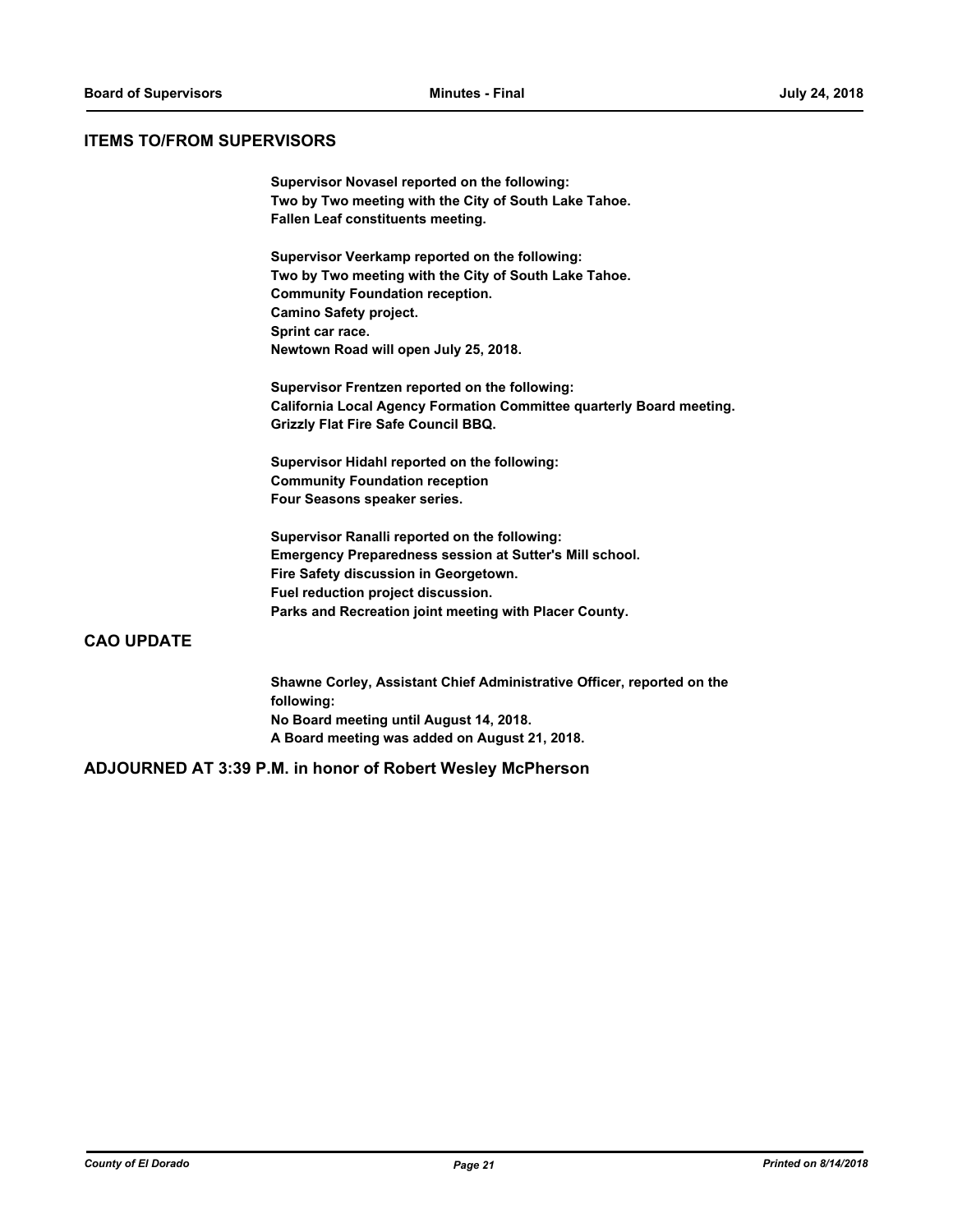## ITEMS TO/FROM SUPERVISORS

**Supervisor Novasel reported on the following:**
**Two by Two meeting with the City of South Lake Tahoe.**
**Fallen Leaf constituents meeting.**

**Supervisor Veerkamp reported on the following:**
**Two by Two meeting with the City of South Lake Tahoe.**
**Community Foundation reception.**
**Camino Safety project.**
**Sprint car race.**
**Newtown Road will open July 25, 2018.**

**Supervisor Frentzen reported on the following:**
**California Local Agency Formation Committee quarterly Board meeting.**
**Grizzly Flat Fire Safe Council BBQ.**

**Supervisor Hidahl reported on the following:**
**Community Foundation reception**
**Four Seasons speaker series.**

**Supervisor Ranalli reported on the following:**
**Emergency Preparedness session at Sutter's Mill school.**
**Fire Safety discussion in Georgetown.**
**Fuel reduction project discussion.**
**Parks and Recreation joint meeting with Placer County.**

## CAO UPDATE

**Shawne Corley, Assistant Chief Administrative Officer, reported on the following:**
**No Board meeting until August 14, 2018.**
**A Board meeting was added on August 21, 2018.**

## ADJOURNED AT 3:39 P.M. in honor of Robert Wesley McPherson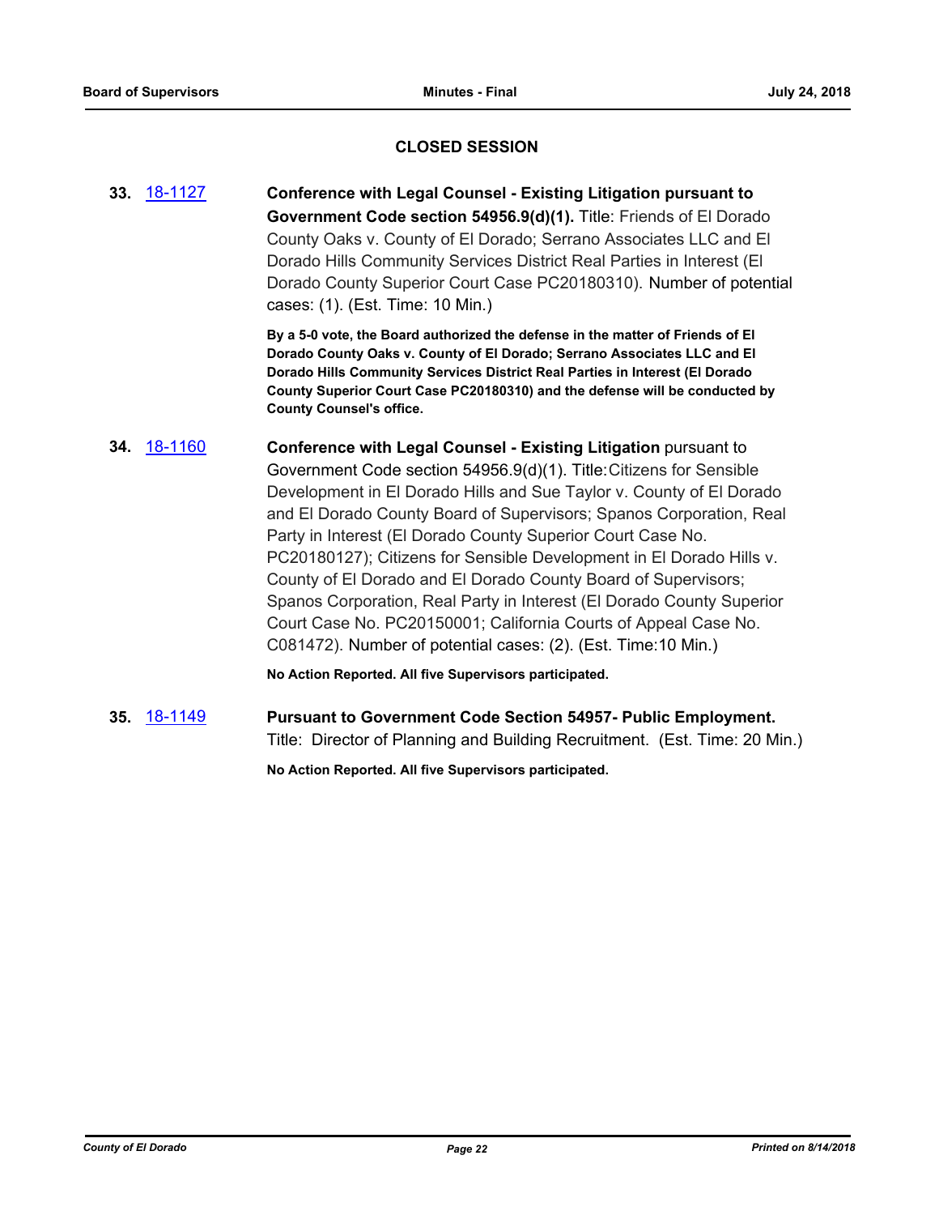## CLOSED SESSION

**33.** 18-1127 **Conference with Legal Counsel - Existing Litigation pursuant to Government Code section 54956.9(d)(1).** Title: Friends of El Dorado County Oaks v. County of El Dorado; Serrano Associates LLC and El Dorado Hills Community Services District Real Parties in Interest (El Dorado County Superior Court Case PC20180310). Number of potential cases: (1). (Est. Time: 10 Min.)

**By a 5-0 vote, the Board authorized the defense in the matter of Friends of El Dorado County Oaks v. County of El Dorado; Serrano Associates LLC and El Dorado Hills Community Services District Real Parties in Interest (El Dorado County Superior Court Case PC20180310) and the defense will be conducted by County Counsel's office.**

**34.** 18-1160 **Conference with Legal Counsel - Existing Litigation** pursuant to Government Code section 54956.9(d)(1). Title: Citizens for Sensible Development in El Dorado Hills and Sue Taylor v. County of El Dorado and El Dorado County Board of Supervisors; Spanos Corporation, Real Party in Interest (El Dorado County Superior Court Case No. PC20180127); Citizens for Sensible Development in El Dorado Hills v. County of El Dorado and El Dorado County Board of Supervisors; Spanos Corporation, Real Party in Interest (El Dorado County Superior Court Case No. PC20150001; California Courts of Appeal Case No. C081472). Number of potential cases: (2). (Est. Time:10 Min.)

**No Action Reported. All five Supervisors participated.**

**35.** 18-1149 **Pursuant to Government Code Section 54957- Public Employment.** Title: Director of Planning and Building Recruitment. (Est. Time: 20 Min.)

**No Action Reported. All five Supervisors participated.**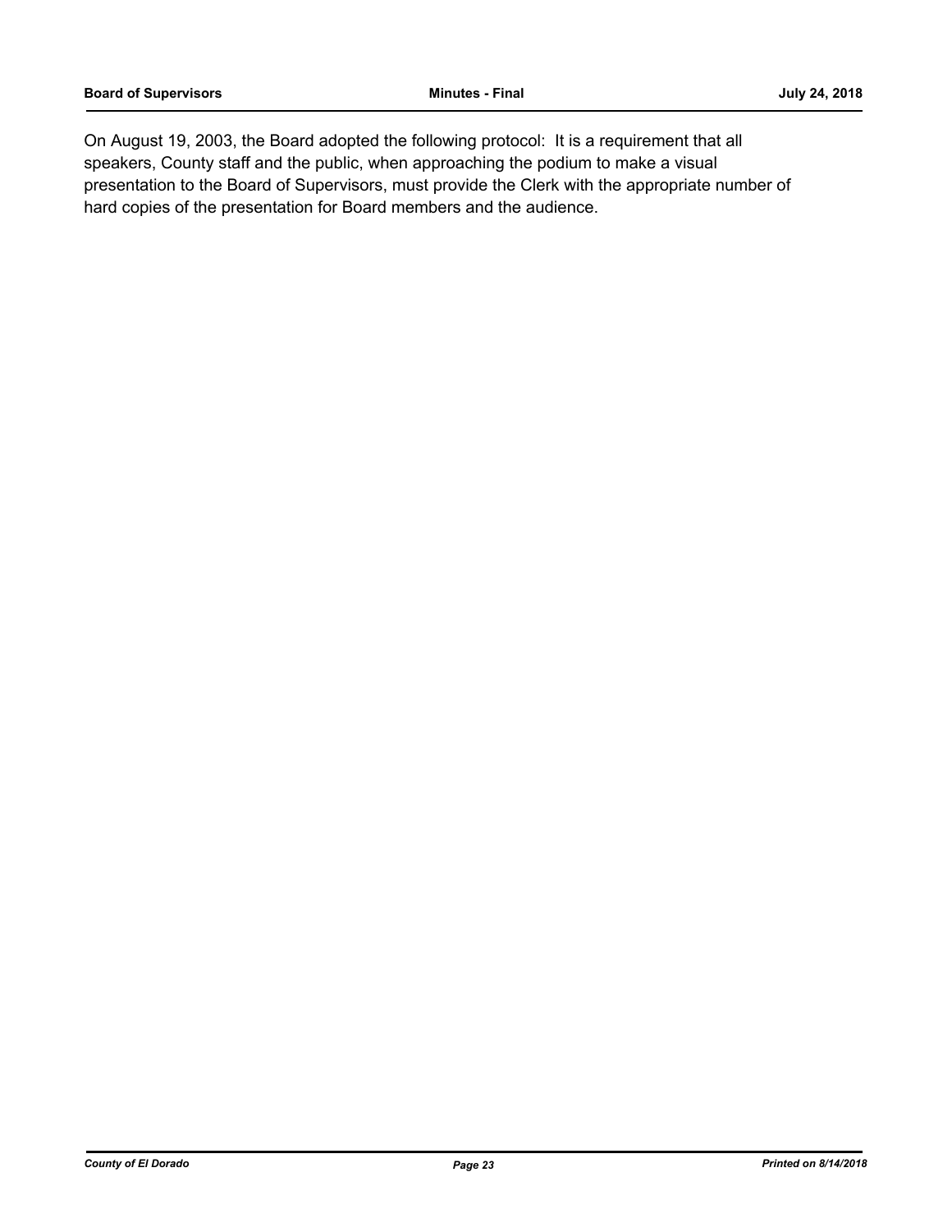On August 19, 2003, the Board adopted the following protocol: It is a requirement that all speakers, County staff and the public, when approaching the podium to make a visual presentation to the Board of Supervisors, must provide the Clerk with the appropriate number of hard copies of the presentation for Board members and the audience.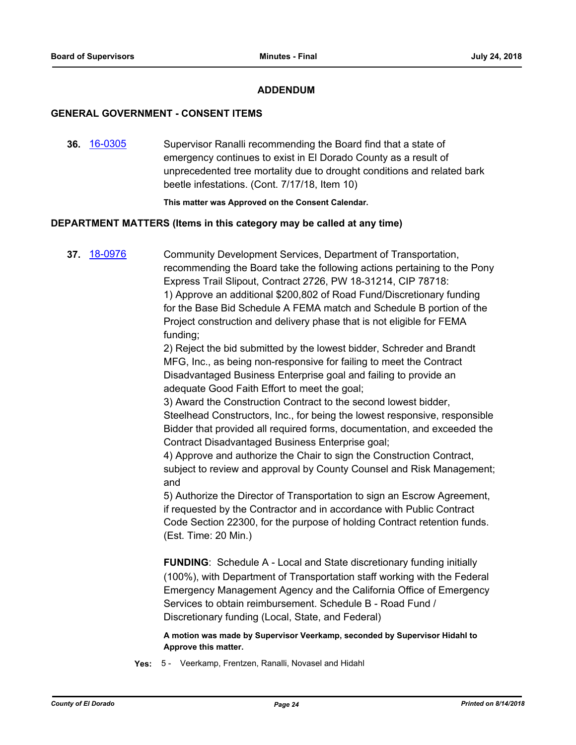## ADDENDUM

### GENERAL GOVERNMENT - CONSENT ITEMS

**36.** [16-0305](16-0305) Supervisor Ranalli recommending the Board find that a state of emergency continues to exist in El Dorado County as a result of unprecedented tree mortality due to drought conditions and related bark beetle infestations. (Cont. 7/17/18, Item 10)

**This matter was Approved on the Consent Calendar.**

### DEPARTMENT MATTERS (Items in this category may be called at any time)

**37.** [18-0976](18-0976) Community Development Services, Department of Transportation, recommending the Board take the following actions pertaining to the Pony Express Trail Slipout, Contract 2726, PW 18-31214, CIP 78718:

1) Approve an additional $200,802 of Road Fund/Discretionary funding for the Base Bid Schedule A FEMA match and Schedule B portion of the Project construction and delivery phase that is not eligible for FEMA funding;

2) Reject the bid submitted by the lowest bidder, Schreder and Brandt MFG, Inc., as being non-responsive for failing to meet the Contract Disadvantaged Business Enterprise goal and failing to provide an adequate Good Faith Effort to meet the goal;

3) Award the Construction Contract to the second lowest bidder, Steelhead Constructors, Inc., for being the lowest responsive, responsible Bidder that provided all required forms, documentation, and exceeded the Contract Disadvantaged Business Enterprise goal;

4) Approve and authorize the Chair to sign the Construction Contract, subject to review and approval by County Counsel and Risk Management; and

5) Authorize the Director of Transportation to sign an Escrow Agreement, if requested by the Contractor and in accordance with Public Contract Code Section 22300, for the purpose of holding Contract retention funds. (Est. Time: 20 Min.)

**FUNDING**: Schedule A - Local and State discretionary funding initially (100%), with Department of Transportation staff working with the Federal Emergency Management Agency and the California Office of Emergency Services to obtain reimbursement. Schedule B - Road Fund / Discretionary funding (Local, State, and Federal)

**A motion was made by Supervisor Veerkamp, seconded by Supervisor Hidahl to Approve this matter.**

**Yes:** 5 - Veerkamp, Frentzen, Ranalli, Novasel and Hidahl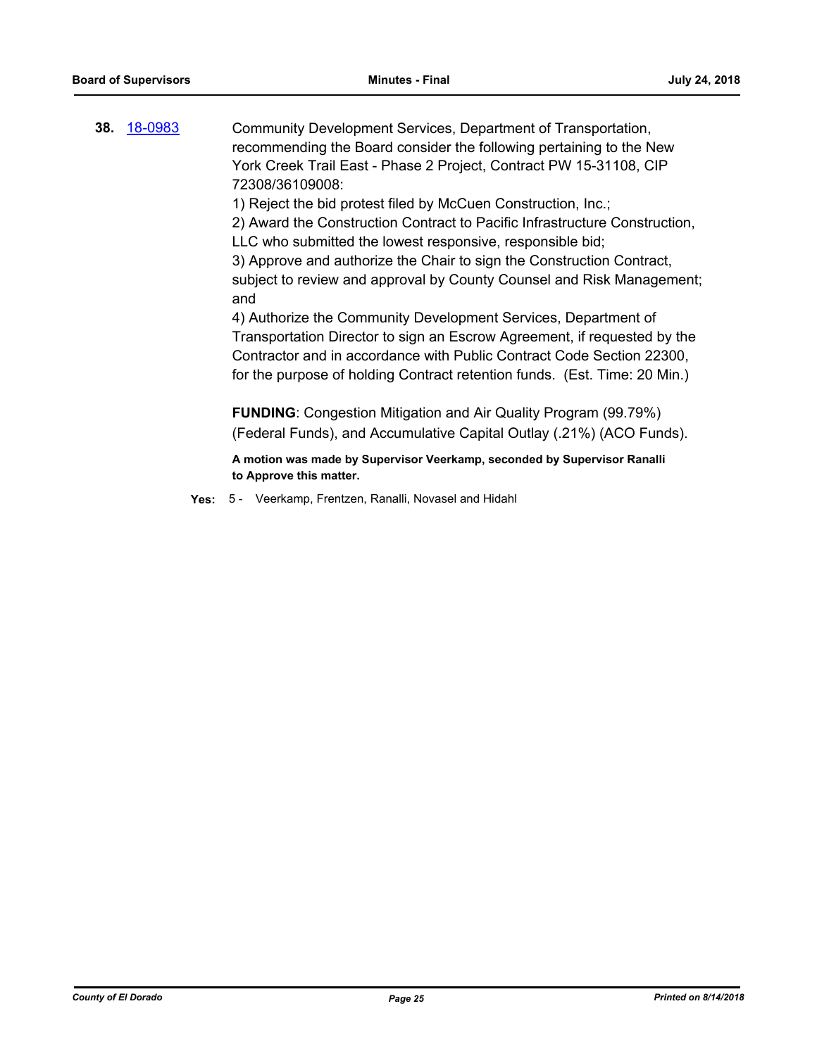**38.** 18-0983

Community Development Services, Department of Transportation, recommending the Board consider the following pertaining to the New York Creek Trail East - Phase 2 Project, Contract PW 15-31108, CIP 72308/36109008:

1) Reject the bid protest filed by McCuen Construction, Inc.;

2) Award the Construction Contract to Pacific Infrastructure Construction, LLC who submitted the lowest responsive, responsible bid;

3) Approve and authorize the Chair to sign the Construction Contract, subject to review and approval by County Counsel and Risk Management; and

4) Authorize the Community Development Services, Department of Transportation Director to sign an Escrow Agreement, if requested by the Contractor and in accordance with Public Contract Code Section 22300, for the purpose of holding Contract retention funds. (Est. Time: 20 Min.)

**FUNDING**: Congestion Mitigation and Air Quality Program (99.79%) (Federal Funds), and Accumulative Capital Outlay (.21%) (ACO Funds).

**A motion was made by Supervisor Veerkamp, seconded by Supervisor Ranalli to Approve this matter.**

**Yes:** 5 - Veerkamp, Frentzen, Ranalli, Novasel and Hidahl